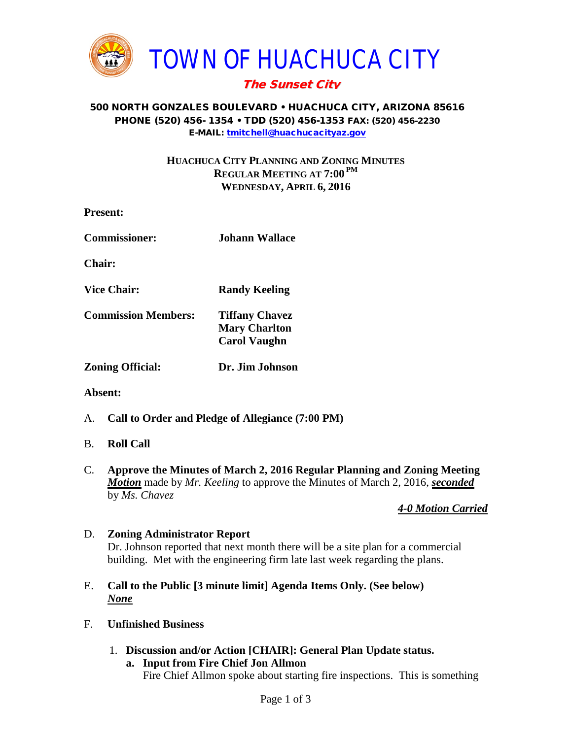# TOWN OF HUACHUCA CITY

***The Sunset City***

**500 NORTH GONZALES BOULEVARD • HUACHUCA CITY, ARIZONA 85616**
**PHONE (520) 456- 1354 • TDD (520) 456-1353 FAX: (520) 456-2230**
**E-MAIL: tmitchell@huachucacityaz.gov**

**HUACHUCA CITY PLANNING AND ZONING MINUTES**
**REGULAR MEETING AT 7:00 PM**
**WEDNESDAY, APRIL 6, 2016**

**Present:**

| | |
|---|---|
| **Commissioner:** | **Johann Wallace** |
| **Chair:** | |
| **Vice Chair:** | **Randy Keeling** |
| **Commission Members:** | **Tiffany Chavez**<br>**Mary Charlton**<br>**Carol Vaughn** |
| **Zoning Official:** | **Dr. Jim Johnson** |

**Absent:**

A. **Call to Order and Pledge of Allegiance (7:00 PM)**

B. **Roll Call**

C. **Approve the Minutes of March 2, 2016 Regular Planning and Zoning Meeting**
***Motion*** made by *Mr. Keeling* to approve the Minutes of March 2, 2016, ***seconded*** by *Ms. Chavez*

***4-0 Motion Carried***

D. **Zoning Administrator Report**
Dr. Johnson reported that next month there will be a site plan for a commercial building. Met with the engineering firm late last week regarding the plans.

E. **Call to the Public [3 minute limit] Agenda Items Only. (See below)**
***None***

F. **Unfinished Business**

1. **Discussion and/or Action [CHAIR]: General Plan Update status.**
   a. **Input from Fire Chief Jon Allmon**
   Fire Chief Allmon spoke about starting fire inspections. This is something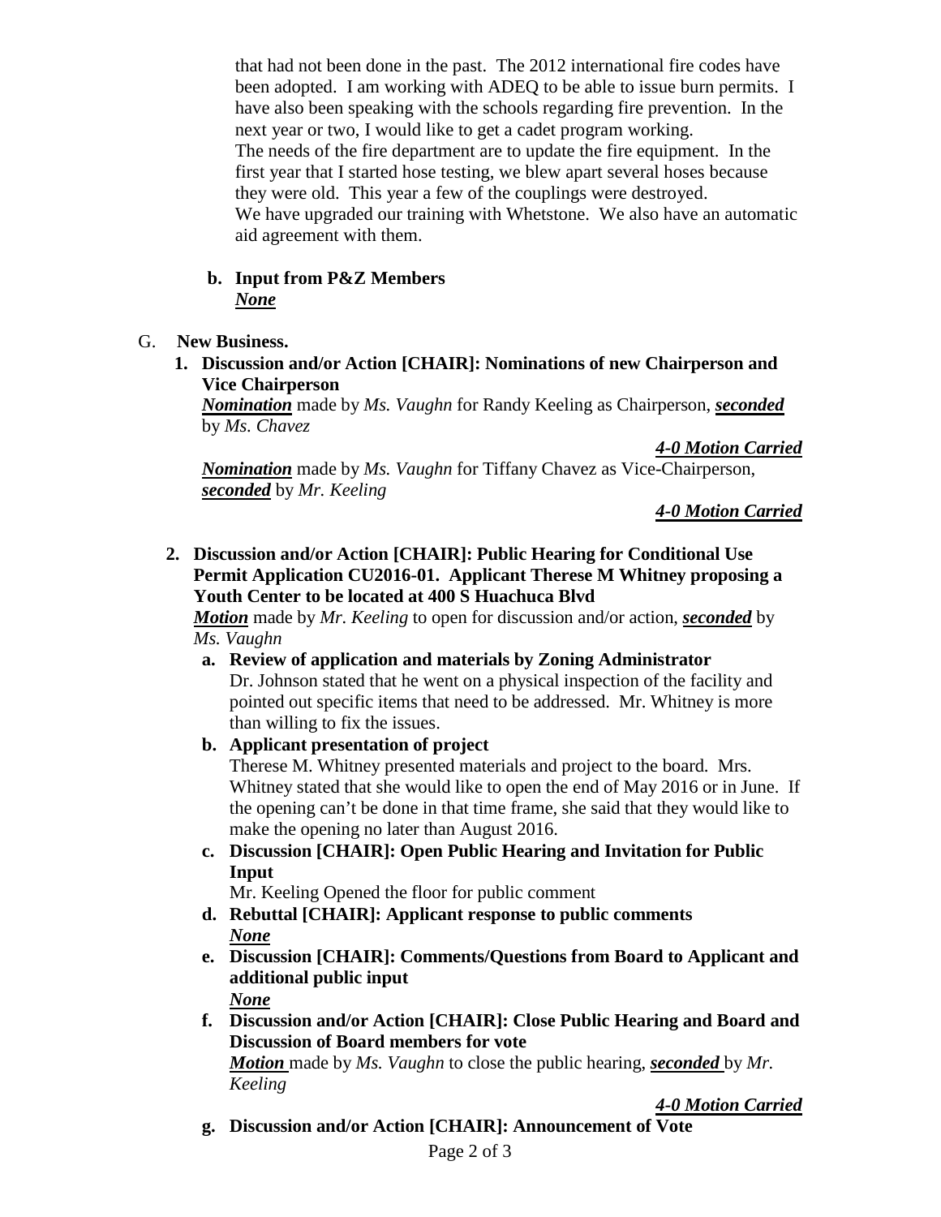that had not been done in the past. The 2012 international fire codes have been adopted. I am working with ADEQ to be able to issue burn permits. I have also been speaking with the schools regarding fire prevention. In the next year or two, I would like to get a cadet program working.
The needs of the fire department are to update the fire equipment. In the first year that I started hose testing, we blew apart several hoses because they were old. This year a few of the couplings were destroyed.
We have upgraded our training with Whetstone. We also have an automatic aid agreement with them.

**b. Input from P&Z Members**
***None***

G. **New Business.**

**1. Discussion and/or Action [CHAIR]: Nominations of new Chairperson and Vice Chairperson**

***Nomination*** made by *Ms. Vaughn* for Randy Keeling as Chairperson, ***seconded*** by *Ms. Chavez*

***4-0 Motion Carried***

***Nomination*** made by *Ms. Vaughn* for Tiffany Chavez as Vice-Chairperson, ***seconded*** by *Mr. Keeling*

***4-0 Motion Carried***

**2. Discussion and/or Action [CHAIR]: Public Hearing for Conditional Use Permit Application CU2016-01. Applicant Therese M Whitney proposing a Youth Center to be located at 400 S Huachuca Blvd**

***Motion*** made by *Mr. Keeling* to open for discussion and/or action, ***seconded*** by *Ms. Vaughn*

**a. Review of application and materials by Zoning Administrator**
Dr. Johnson stated that he went on a physical inspection of the facility and pointed out specific items that need to be addressed. Mr. Whitney is more than willing to fix the issues.

**b. Applicant presentation of project**
Therese M. Whitney presented materials and project to the board. Mrs. Whitney stated that she would like to open the end of May 2016 or in June. If the opening can't be done in that time frame, she said that they would like to make the opening no later than August 2016.

**c. Discussion [CHAIR]: Open Public Hearing and Invitation for Public Input**
Mr. Keeling Opened the floor for public comment

**d. Rebuttal [CHAIR]: Applicant response to public comments**
***None***

**e. Discussion [CHAIR]: Comments/Questions from Board to Applicant and additional public input**
***None***

**f. Discussion and/or Action [CHAIR]: Close Public Hearing and Board and Discussion of Board members for vote**
***Motion*** made by *Ms. Vaughn* to close the public hearing, ***seconded*** by *Mr. Keeling*

***4-0 Motion Carried***

**g. Discussion and/or Action [CHAIR]: Announcement of Vote**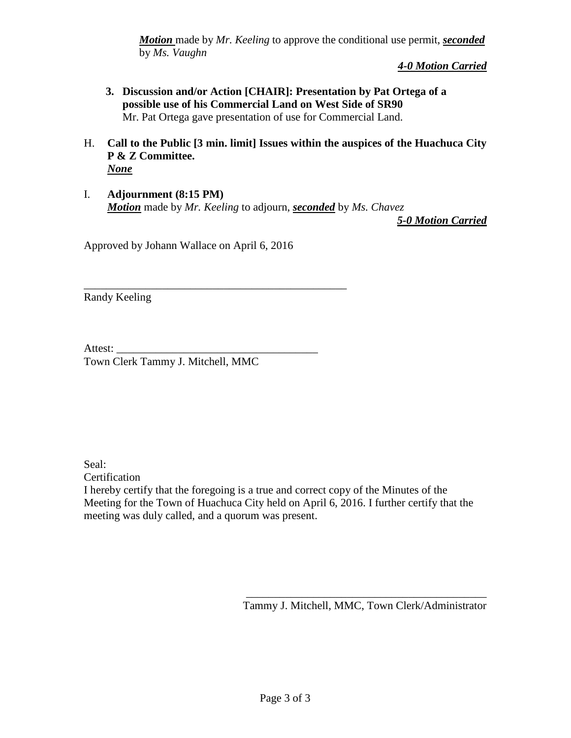***Motion*** made by *Mr. Keeling* to approve the conditional use permit, ***seconded*** by *Ms. Vaughn*

***4-0 Motion Carried***

**3. Discussion and/or Action [CHAIR]: Presentation by Pat Ortega of a possible use of his Commercial Land on West Side of SR90**
Mr. Pat Ortega gave presentation of use for Commercial Land.

H. **Call to the Public [3 min. limit] Issues within the auspices of the Huachuca City P & Z Committee.**
***None***

I. **Adjournment (8:15 PM)**
***Motion*** made by *Mr. Keeling* to adjourn, ***seconded*** by *Ms. Chavez*

***5-0 Motion Carried***

Approved by Johann Wallace on April 6, 2016

__________________________________________________
Randy Keeling

Attest: ____________________________________
Town Clerk Tammy J. Mitchell, MMC

Seal:
Certification
I hereby certify that the foregoing is a true and correct copy of the Minutes of the Meeting for the Town of Huachuca City held on April 6, 2016. I further certify that the meeting was duly called, and a quorum was present.

__________________________________________
Tammy J. Mitchell, MMC, Town Clerk/Administrator